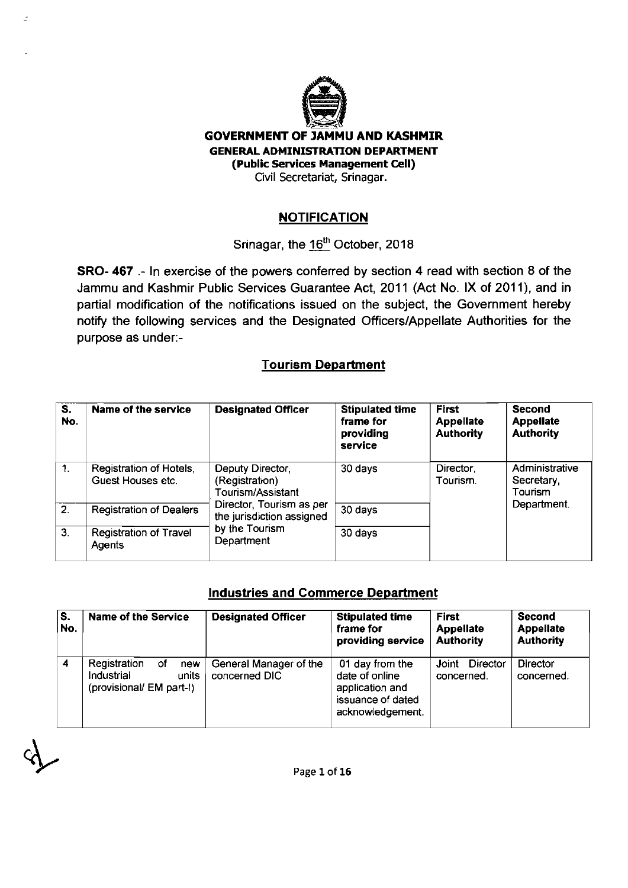**GOVERNMENT OF JAMMU AND KASHMIR**
**GENERAL ADMINISTRATION DEPARTMENT**
**(Public Services Management Cell)**
Civil Secretariat, Srinagar.

## NOTIFICATION

Srinagar, the 16th October, 2018

**SRO- 467** .- In exercise of the powers conferred by section 4 read with section 8 of the Jammu and Kashmir Public Services Guarantee Act, 2011 (Act No. IX of 2011), and in partial modification of the notifications issued on the subject, the Government hereby notify the following services and the Designated Officers/Appellate Authorities for the purpose as under:-

### Tourism Department

| S. No. | Name of the service | Designated Officer | Stipulated time frame for providing service | First Appellate Authority | Second Appellate Authority |
|---|---|---|---|---|---|
| 1. | Registration of Hotels, Guest Houses etc. | Deputy Director, (Registration) Tourism/Assistant Director, Tourism as per the jurisdiction assigned by the Tourism Department | 30 days | Director, Tourism. | Administrative Secretary, Tourism Department. |
| 2. | Registration of Dealers | | 30 days | | |
| 3. | Registration of Travel Agents | | 30 days | | |

### Industries and Commerce Department

| S. No. | Name of the Service | Designated Officer | Stipulated time frame for providing service | First Appellate Authority | Second Appellate Authority |
|---|---|---|---|---|---|
| 4 | Registration of new Industrial units (provisional/ EM part-I) | General Manager of the concerned DIC | 01 day from the date of online application and issuance of dated acknowledgement. | Joint Director concerned. | Director concerned. |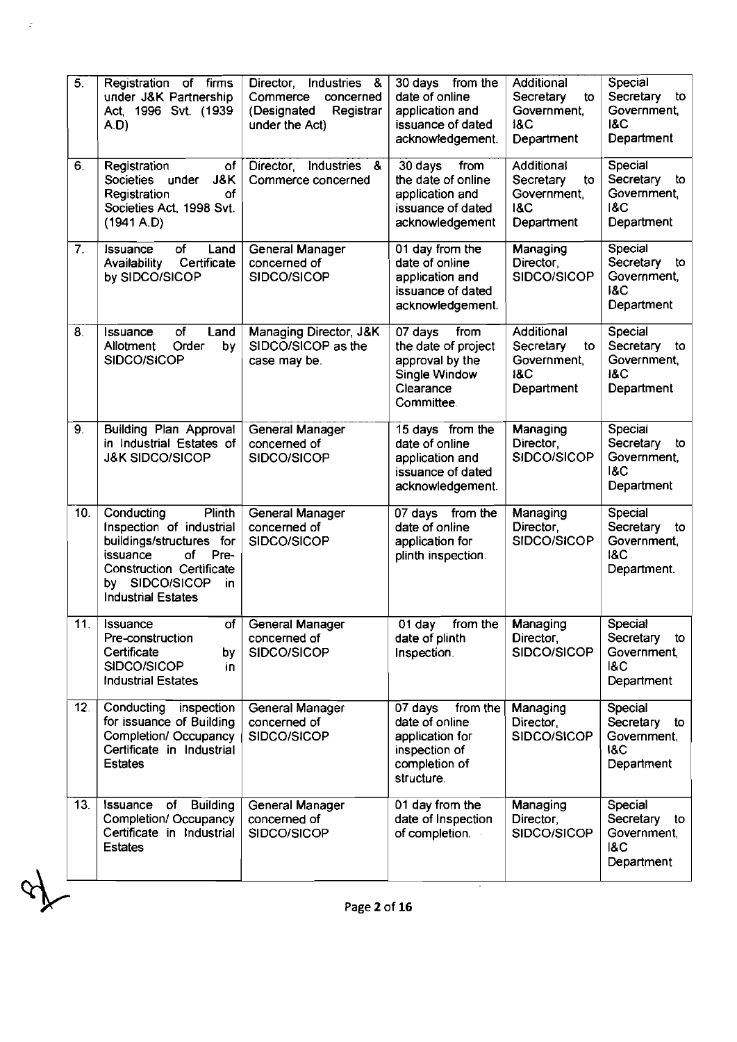| 5. | Registration of firms under J&K Partnership Act, 1996 Svt. (1939 A.D) | Director, Industries & Commerce concerned (Designated Registrar under the Act) | 30 days from the date of online application and issuance of dated acknowledgement. | Additional Secretary to Government, I&C Department | Special Secretary to Government, I&C Department |
|---|---|---|---|---|---|
| 6. | Registration of Societies under J&K Registration of Societies Act, 1998 Svt. (1941 A.D) | Director, Industries & Commerce concerned | 30 days from the date of online application and issuance of dated acknowledgement | Additional Secretary to Government, I&C Department | Special Secretary to Government, I&C Department |
| 7. | Issuance of Land Availability Certificate by SIDCO/SICOP | General Manager concerned of SIDCO/SICOP | 01 day from the date of online application and issuance of dated acknowledgement. | Managing Director, SIDCO/SICOP | Special Secretary to Government, I&C Department |
| 8. | Issuance of Land Allotment Order by SIDCO/SICOP | Managing Director, J&K SIDCO/SICOP as the case may be. | 07 days from the date of project approval by the Single Window Clearance Committee. | Additional Secretary to Government, I&C Department | Special Secretary to Government, I&C Department |
| 9. | Building Plan Approval in Industrial Estates of J&K SIDCO/SICOP | General Manager concerned of SIDCO/SICOP | 15 days from the date of online application and issuance of dated acknowledgement. | Managing Director, SIDCO/SICOP | Special Secretary to Government, I&C Department |
| 10. | Conducting Plinth Inspection of industrial buildings/structures for issuance of Pre-Construction Certificate by SIDCO/SICOP in Industrial Estates | General Manager concerned of SIDCO/SICOP | 07 days from the date of online application for plinth inspection. | Managing Director, SIDCO/SICOP | Special Secretary to Government, I&C Department. |
| 11. | Issuance of Pre-construction Certificate by SIDCO/SICOP in Industrial Estates | General Manager concerned of SIDCO/SICOP | 01 day from the date of plinth Inspection. | Managing Director, SIDCO/SICOP | Special Secretary to Government, I&C Department |
| 12. | Conducting inspection for issuance of Building Completion/ Occupancy Certificate in Industrial Estates | General Manager concerned of SIDCO/SICOP | 07 days from the date of online application for inspection of completion of structure. | Managing Director, SIDCO/SICOP | Special Secretary to Government, I&C Department |
| 13. | Issuance of Building Completion/ Occupancy Certificate in Industrial Estates | General Manager concerned of SIDCO/SICOP | 01 day from the date of Inspection of completion. | Managing Director, SIDCO/SICOP | Special Secretary to Government, I&C Department |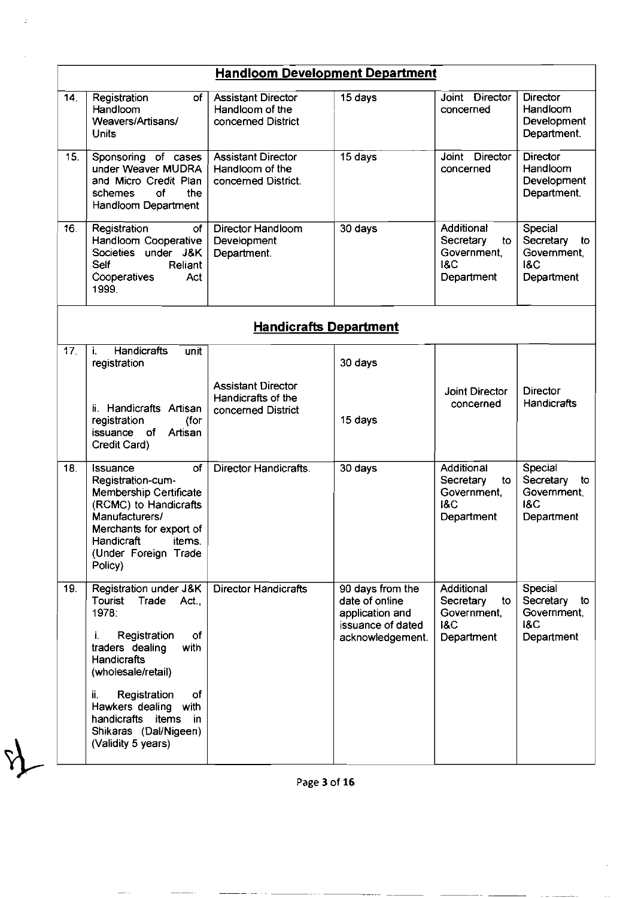| | | | | | |
|---|---|---|---|---|---|
| | **Handloom Development Department** | | | | |
| 14. | Registration of Handloom Weavers/Artisans/ Units | Assistant Director Handloom of the concerned District | 15 days | Joint Director concerned | Director Handloom Development Department. |
| 15. | Sponsoring of cases under Weaver MUDRA and Micro Credit Plan schemes of the Handloom Department | Assistant Director Handloom of the concerned District. | 15 days | Joint Director concerned | Director Handloom Development Department. |
| 16. | Registration of Handloom Cooperative Societies under J&K Self Reliant Cooperatives Act 1999. | Director Handloom Development Department. | 30 days | Additional Secretary to Government, I&C Department | Special Secretary to Government, I&C Department |
| | **Handicrafts Department** | | | | |
| 17. | i. Handicrafts unit registration<br><br>ii. Handicrafts Artisan registration (for issuance of Artisan Credit Card) | Assistant Director Handicrafts of the concerned District | 30 days<br><br>15 days | Joint Director concerned | Director Handicrafts |
| 18. | Issuance of Registration-cum-Membership Certificate (RCMC) to Handicrafts Manufacturers/ Merchants for export of Handicraft items. (Under Foreign Trade Policy) | Director Handicrafts. | 30 days | Additional Secretary to Government, I&C Department | Special Secretary to Government, I&C Department |
| 19. | Registration under J&K Tourist Trade Act., 1978:<br><br>i. Registration of traders dealing with Handicrafts (wholesale/retail)<br><br>ii. Registration of Hawkers dealing with handicrafts items in Shikaras (Dal/Nigeen) (Validity 5 years) | Director Handicrafts | 90 days from the date of online application and issuance of dated acknowledgement. | Additional Secretary to Government, I&C Department | Special Secretary to Government, I&C Department |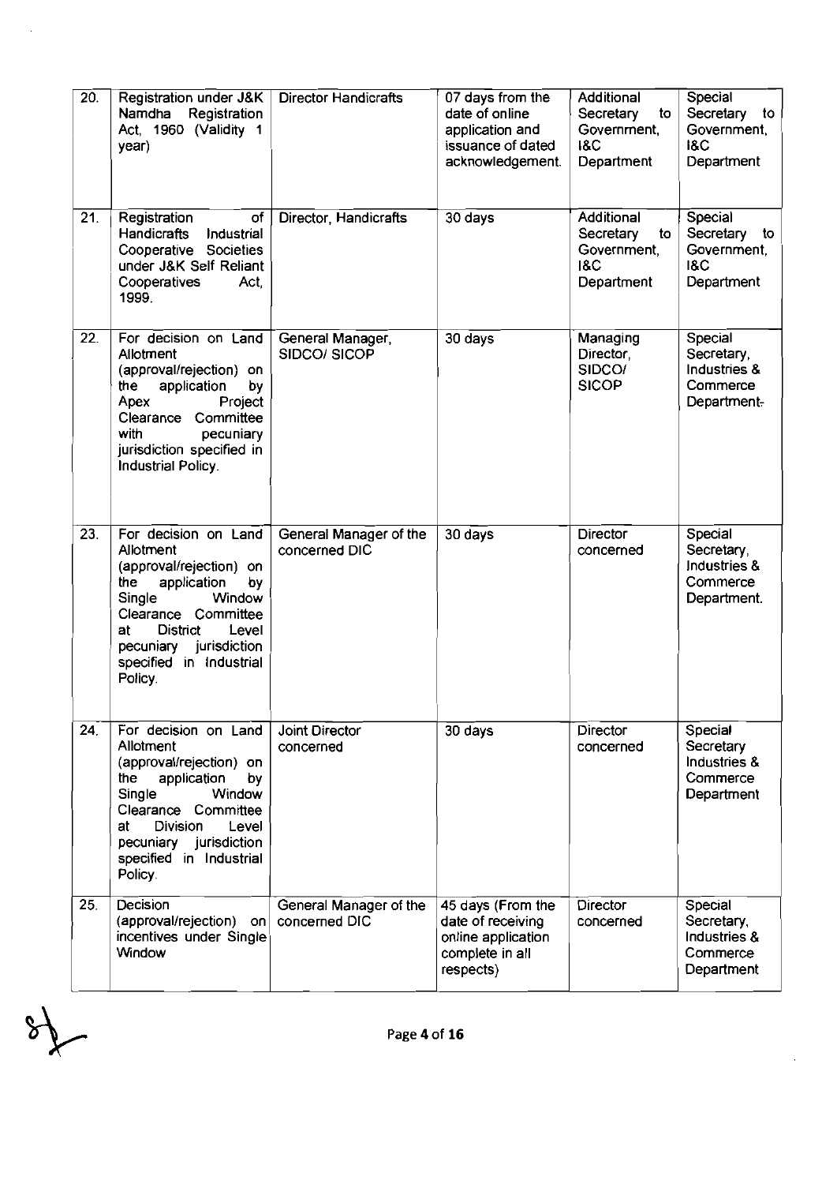| 20. | Registration under J&K Namdha Registration Act, 1960 (Validity 1 year) | Director Handicrafts | 07 days from the date of online application and issuance of dated acknowledgement. | Additional Secretary to Government, I&C Department | Special Secretary to Government, I&C Department |
|---|---|---|---|---|---|
| 21. | Registration of Handicrafts Industrial Cooperative Societies under J&K Self Reliant Cooperatives Act, 1999. | Director, Handicrafts | 30 days | Additional Secretary to Government, I&C Department | Special Secretary to Government, I&C Department |
| 22. | For decision on Land Allotment (approval/rejection) on the application by Apex Project Clearance Committee with pecuniary jurisdiction specified in Industrial Policy. | General Manager, SIDCO/ SICOP | 30 days | Managing Director, SIDCO/ SICOP | Special Secretary, Industries & Commerce Department. |
| 23. | For decision on Land Allotment (approval/rejection) on the application by Single Window Clearance Committee at District Level pecuniary jurisdiction specified in Industrial Policy. | General Manager of the concerned DIC | 30 days | Director concerned | Special Secretary, Industries & Commerce Department. |
| 24. | For decision on Land Allotment (approval/rejection) on the application by Single Window Clearance Committee at Division Level pecuniary jurisdiction specified in Industrial Policy. | Joint Director concerned | 30 days | Director concerned | Special Secretary Industries & Commerce Department |
| 25. | Decision (approval/rejection) on incentives under Single Window | General Manager of the concerned DIC | 45 days (From the date of receiving online application complete in all respects) | Director concerned | Special Secretary, Industries & Commerce Department |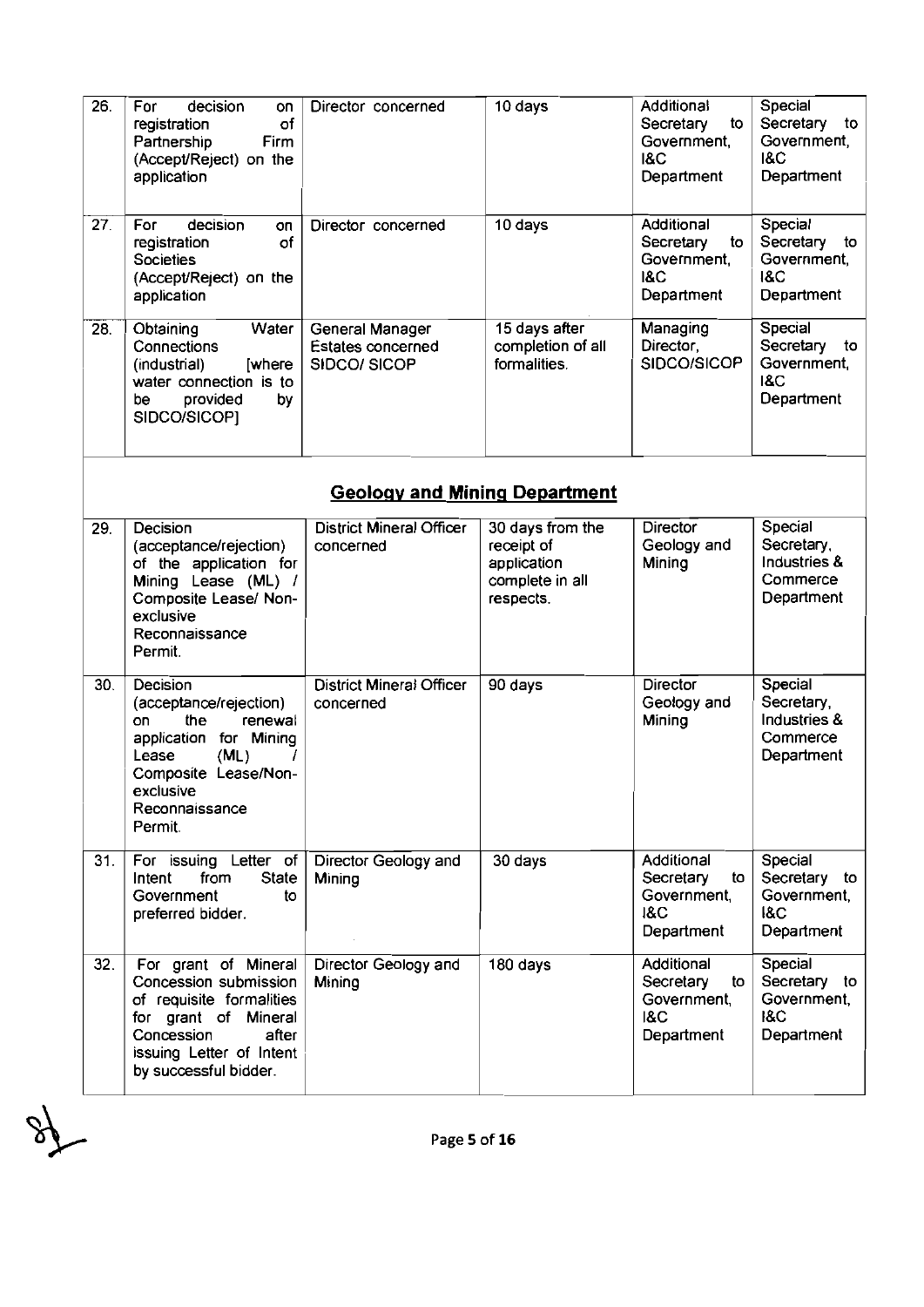| 26. | For decision on registration of Partnership Firm (Accept/Reject) on the application | Director concerned | 10 days | Additional Secretary to Government, I&C Department | Special Secretary to Government, I&C Department |
|---|---|---|---|---|---|
| 27. | For decision on registration of Societies (Accept/Reject) on the application | Director concerned | 10 days | Additional Secretary to Government, I&C Department | Special Secretary to Government, I&C Department |
| 28. | Obtaining Water Connections (industrial) [where water connection is to be provided by SIDCO/SICOP] | General Manager Estates concerned SIDCO/ SICOP | 15 days after completion of all formalities. | Managing Director, SIDCO/SICOP | Special Secretary to Government, I&C Department |
| | | | **Geology and Mining Department** | | |
| 29. | Decision (acceptance/rejection) of the application for Mining Lease (ML) / Composite Lease/ Non-exclusive Reconnaissance Permit. | District Mineral Officer concerned | 30 days from the receipt of application complete in all respects. | Director Geology and Mining | Special Secretary, Industries & Commerce Department |
| 30. | Decision (acceptance/rejection) on the renewal application for Mining Lease (ML) / Composite Lease/Non-exclusive Reconnaissance Permit. | District Mineral Officer concerned | 90 days | Director Geology and Mining | Special Secretary, Industries & Commerce Department |
| 31. | For issuing Letter of Intent from State Government to preferred bidder. | Director Geology and Mining | 30 days | Additional Secretary to Government, I&C Department | Special Secretary to Government, I&C Department |
| 32. | For grant of Mineral Concession submission of requisite formalities for grant of Mineral Concession after issuing Letter of Intent by successful bidder. | Director Geology and Mining | 180 days | Additional Secretary to Government, I&C Department | Special Secretary to Government, I&C Department |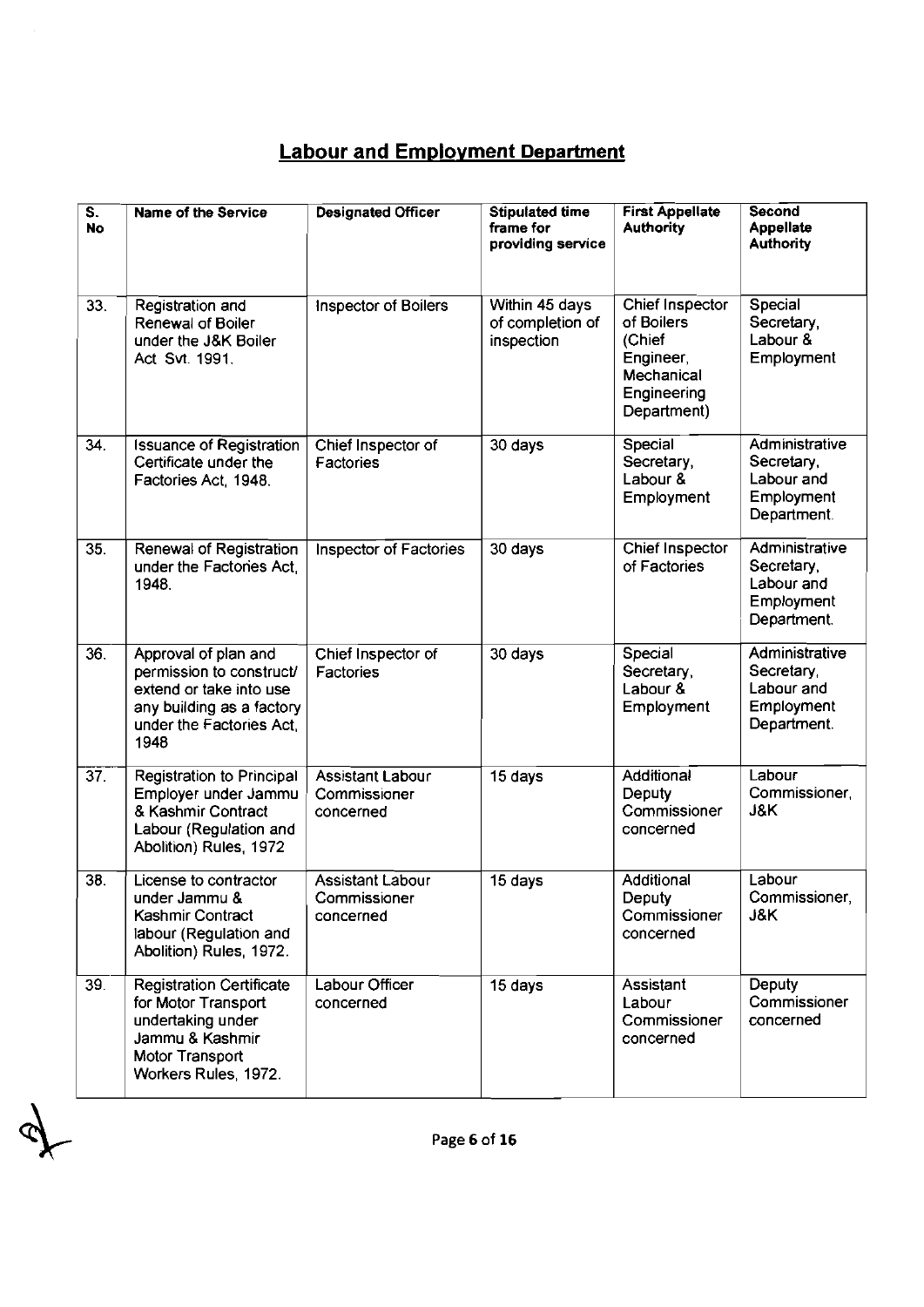## Labour and Employment Department

| S. No | Name of the Service | Designated Officer | Stipulated time frame for providing service | First Appellate Authority | Second Appellate Authority |
|---|---|---|---|---|---|
| 33. | Registration and Renewal of Boiler under the J&K Boiler Act Svt. 1991. | Inspector of Boilers | Within 45 days of completion of inspection | Chief Inspector of Boilers (Chief Engineer, Mechanical Engineering Department) | Special Secretary, Labour & Employment |
| 34. | Issuance of Registration Certificate under the Factories Act, 1948. | Chief Inspector of Factories | 30 days | Special Secretary, Labour & Employment | Administrative Secretary, Labour and Employment Department. |
| 35. | Renewal of Registration under the Factories Act, 1948. | Inspector of Factories | 30 days | Chief Inspector of Factories | Administrative Secretary, Labour and Employment Department. |
| 36. | Approval of plan and permission to construct/ extend or take into use any building as a factory under the Factories Act, 1948 | Chief Inspector of Factories | 30 days | Special Secretary, Labour & Employment | Administrative Secretary, Labour and Employment Department. |
| 37. | Registration to Principal Employer under Jammu & Kashmir Contract Labour (Regulation and Abolition) Rules, 1972 | Assistant Labour Commissioner concerned | 15 days | Additional Deputy Commissioner concerned | Labour Commissioner, J&K |
| 38. | License to contractor under Jammu & Kashmir Contract labour (Regulation and Abolition) Rules, 1972. | Assistant Labour Commissioner concerned | 15 days | Additional Deputy Commissioner concerned | Labour Commissioner, J&K |
| 39. | Registration Certificate for Motor Transport undertaking under Jammu & Kashmir Motor Transport Workers Rules, 1972. | Labour Officer concerned | 15 days | Assistant Labour Commissioner concerned | Deputy Commissioner concerned |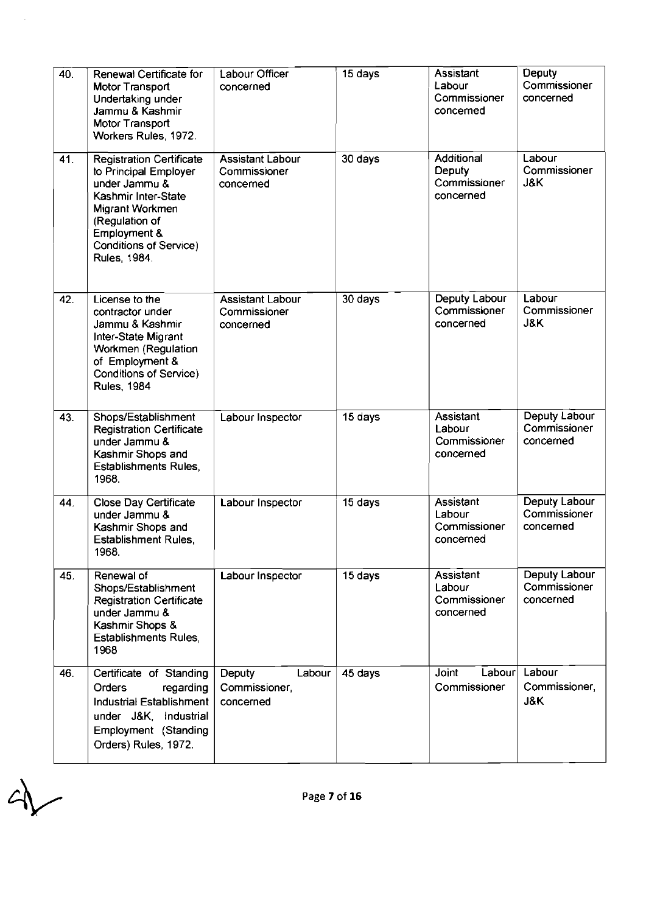| 40. | Renewal Certificate for Motor Transport Undertaking under Jammu & Kashmir Motor Transport Workers Rules, 1972. | Labour Officer concerned | 15 days | Assistant Labour Commissioner concerned | Deputy Commissioner concerned |
|---|---|---|---|---|---|
| 41. | Registration Certificate to Principal Employer under Jammu & Kashmir Inter-State Migrant Workmen (Regulation of Employment & Conditions of Service) Rules, 1984. | Assistant Labour Commissioner concerned | 30 days | Additional Deputy Commissioner concerned | Labour Commissioner J&K |
| 42. | License to the contractor under Jammu & Kashmir Inter-State Migrant Workmen (Regulation of Employment & Conditions of Service) Rules, 1984 | Assistant Labour Commissioner concerned | 30 days | Deputy Labour Commissioner concerned | Labour Commissioner J&K |
| 43. | Shops/Establishment Registration Certificate under Jammu & Kashmir Shops and Establishments Rules, 1968. | Labour Inspector | 15 days | Assistant Labour Commissioner concerned | Deputy Labour Commissioner concerned |
| 44. | Close Day Certificate under Jammu & Kashmir Shops and Establishment Rules, 1968. | Labour Inspector | 15 days | Assistant Labour Commissioner concerned | Deputy Labour Commissioner concerned |
| 45. | Renewal of Shops/Establishment Registration Certificate under Jammu & Kashmir Shops & Establishments Rules, 1968 | Labour Inspector | 15 days | Assistant Labour Commissioner concerned | Deputy Labour Commissioner concerned |
| 46. | Certificate of Standing Orders regarding Industrial Establishment under J&K, Industrial Employment (Standing Orders) Rules, 1972. | Deputy Labour Commissioner, concerned | 45 days | Joint Labour Commissioner | Labour Commissioner, J&K |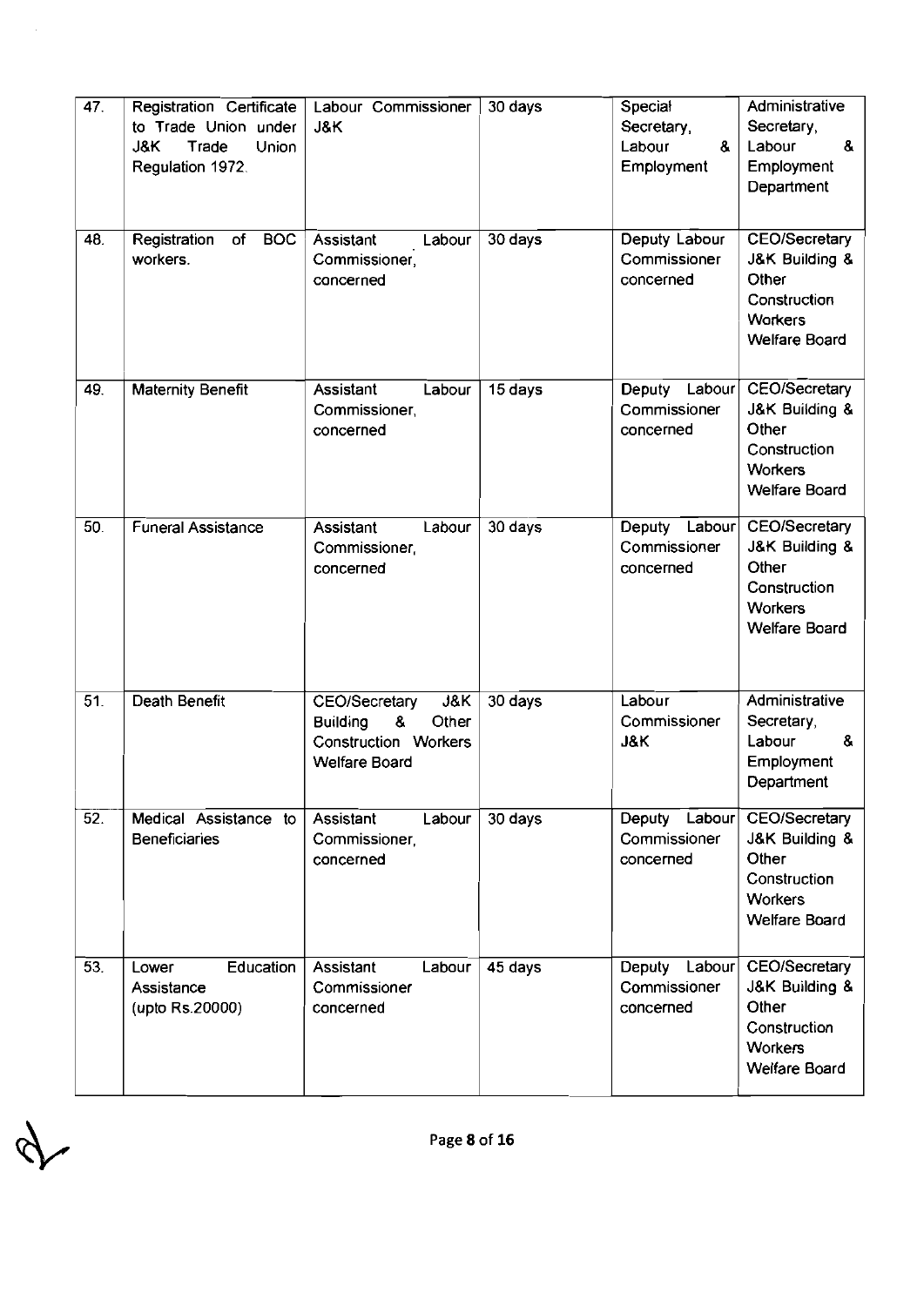| 47. | Registration Certificate to Trade Union under J&K Trade Union Regulation 1972. | Labour Commissioner J&K | 30 days | Special Secretary, Labour & Employment | Administrative Secretary, Labour & Employment Department |
|---|---|---|---|---|---|
| 48. | Registration of BOC workers. | Assistant Labour Commissioner, concerned | 30 days | Deputy Labour Commissioner concerned | CEO/Secretary J&K Building & Other Construction Workers Welfare Board |
| 49. | Maternity Benefit | Assistant Labour Commissioner, concerned | 15 days | Deputy Labour Commissioner concerned | CEO/Secretary J&K Building & Other Construction Workers Welfare Board |
| 50. | Funeral Assistance | Assistant Labour Commissioner, concerned | 30 days | Deputy Labour Commissioner concerned | CEO/Secretary J&K Building & Other Construction Workers Welfare Board |
| 51. | Death Benefit | CEO/Secretary J&K Building & Other Construction Workers Welfare Board | 30 days | Labour Commissioner J&K | Administrative Secretary, Labour & Employment Department |
| 52. | Medical Assistance to Beneficiaries | Assistant Labour Commissioner, concerned | 30 days | Deputy Labour Commissioner concerned | CEO/Secretary J&K Building & Other Construction Workers Welfare Board |
| 53. | Lower Education Assistance (upto Rs.20000) | Assistant Labour Commissioner concerned | 45 days | Deputy Labour Commissioner concerned | CEO/Secretary J&K Building & Other Construction Workers Welfare Board |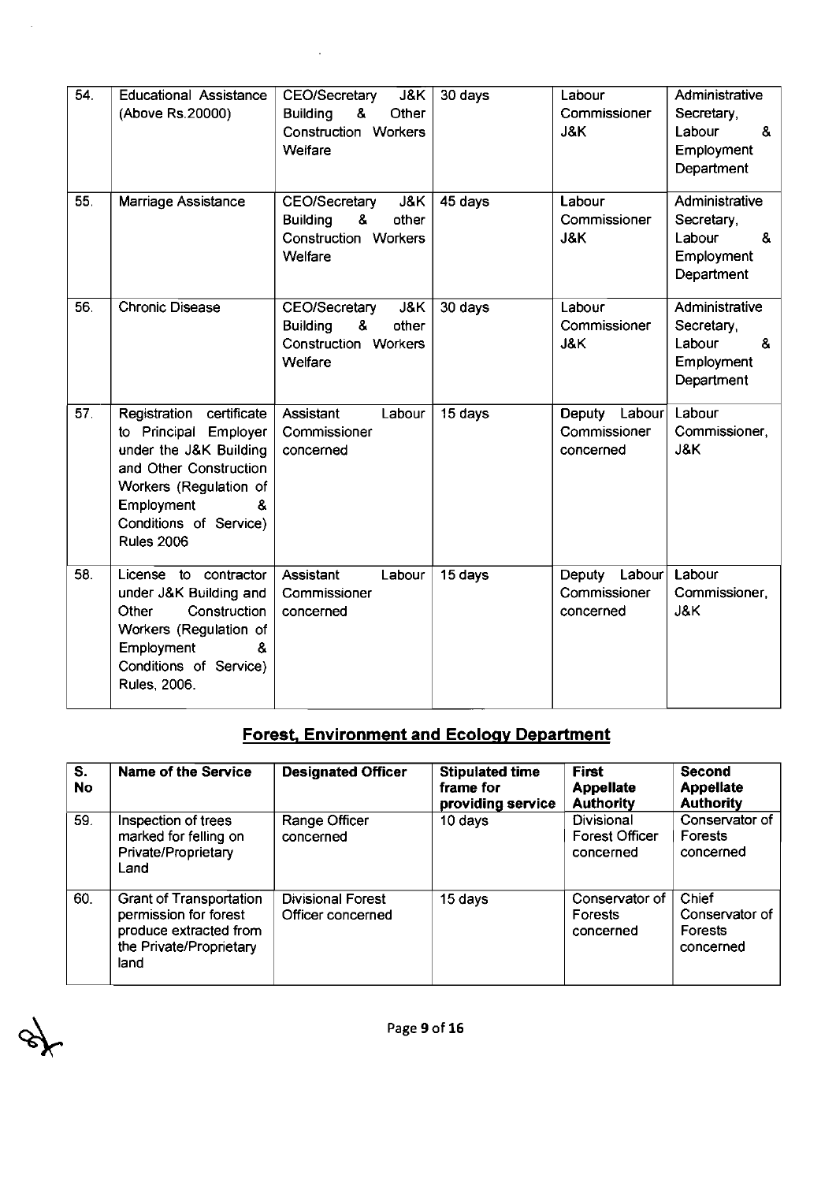| 54. | Educational Assistance (Above Rs.20000) | CEO/Secretary J&K Building & Other Construction Workers Welfare | 30 days | Labour Commissioner J&K | Administrative Secretary, Labour & Employment Department |
|---|---|---|---|---|---|
| 55. | Marriage Assistance | CEO/Secretary J&K Building & other Construction Workers Welfare | 45 days | Labour Commissioner J&K | Administrative Secretary, Labour & Employment Department |
| 56. | Chronic Disease | CEO/Secretary J&K Building & other Construction Workers Welfare | 30 days | Labour Commissioner J&K | Administrative Secretary, Labour & Employment Department |
| 57. | Registration certificate to Principal Employer under the J&K Building and Other Construction Workers (Regulation of Employment & Conditions of Service) Rules 2006 | Assistant Labour Commissioner concerned | 15 days | Deputy Labour Commissioner concerned | Labour Commissioner, J&K |
| 58. | License to contractor under J&K Building and Other Construction Workers (Regulation of Employment & Conditions of Service) Rules, 2006. | Assistant Labour Commissioner concerned | 15 days | Deputy Labour Commissioner concerned | Labour Commissioner, J&K |

## Forest, Environment and Ecology Department

| S. No | Name of the Service | Designated Officer | Stipulated time frame for providing service | First Appellate Authority | Second Appellate Authority |
|---|---|---|---|---|---|
| 59. | Inspection of trees marked for felling on Private/Proprietary Land | Range Officer concerned | 10 days | Divisional Forest Officer concerned | Conservator of Forests concerned |
| 60. | Grant of Transportation permission for forest produce extracted from the Private/Proprietary land | Divisional Forest Officer concerned | 15 days | Conservator of Forests concerned | Chief Conservator of Forests concerned |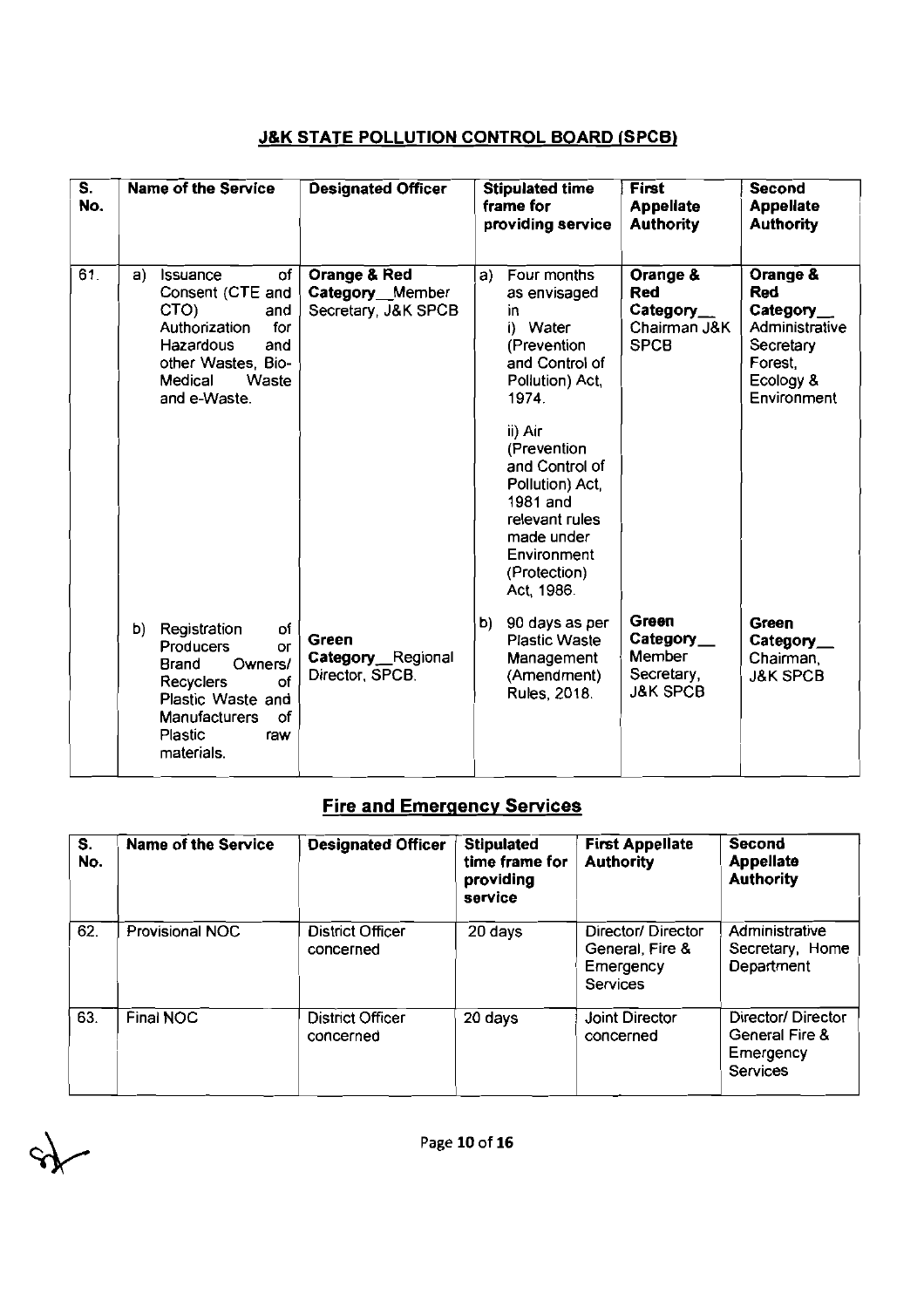## J&K STATE POLLUTION CONTROL BOARD (SPCB)

| S. No. | Name of the Service | Designated Officer | Stipulated time frame for providing service | First Appellate Authority | Second Appellate Authority |
|---|---|---|---|---|---|
| 61. | a) Issuance of Consent (CTE and CTO) and Authorization for Hazardous and other Wastes, Bio-Medical Waste and e-Waste. | **Orange & Red Category**__Member Secretary, J&K SPCB | a) Four months as envisaged in i) Water (Prevention and Control of Pollution) Act, 1974. ii) Air (Prevention and Control of Pollution) Act, 1981 and relevant rules made under Environment (Protection) Act, 1986. | **Orange & Red Category**__ Chairman J&K SPCB | **Orange & Red Category**__ Administrative Secretary Forest, Ecology & Environment |
| | b) Registration of Producers or Brand Owners/ Recyclers of Plastic Waste and Manufacturers of Plastic raw materials. | **Green Category**__Regional Director, SPCB. | b) 90 days as per Plastic Waste Management (Amendment) Rules, 2018. | **Green Category**__ Member Secretary, J&K SPCB | **Green Category**__ Chairman, J&K SPCB |

## Fire and Emergency Services

| S. No. | Name of the Service | Designated Officer | Stipulated time frame for providing service | First Appellate Authority | Second Appellate Authority |
|---|---|---|---|---|---|
| 62. | Provisional NOC | District Officer concerned | 20 days | Director/ Director General, Fire & Emergency Services | Administrative Secretary, Home Department |
| 63. | Final NOC | District Officer concerned | 20 days | Joint Director concerned | Director/ Director General Fire & Emergency Services |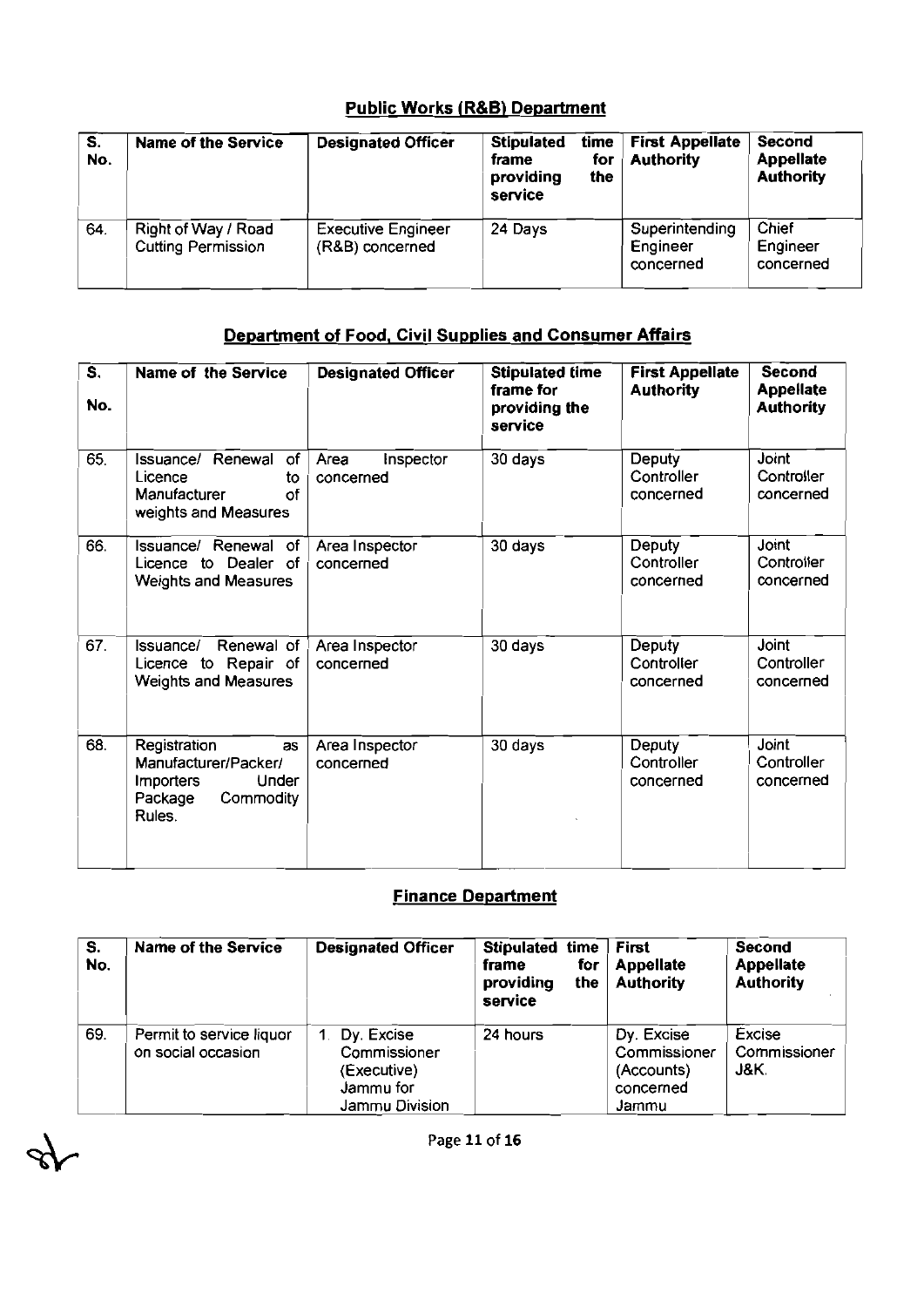## Public Works (R&B) Department

| S. No. | Name of the Service | Designated Officer | Stipulated time frame for providing the service | First Appellate Authority | Second Appellate Authority |
|---|---|---|---|---|---|
| 64. | Right of Way / Road Cutting Permission | Executive Engineer (R&B) concerned | 24 Days | Superintending Engineer concerned | Chief Engineer concerned |

## Department of Food, Civil Supplies and Consumer Affairs

| S. No. | Name of the Service | Designated Officer | Stipulated time frame for providing the service | First Appellate Authority | Second Appellate Authority |
|---|---|---|---|---|---|
| 65. | Issuance/ Renewal of Licence to Manufacturer of weights and Measures | Area Inspector concerned | 30 days | Deputy Controller concerned | Joint Controller concerned |
| 66. | Issuance/ Renewal of Licence to Dealer of Weights and Measures | Area Inspector concerned | 30 days | Deputy Controller concerned | Joint Controller concerned |
| 67. | Issuance/ Renewal of Licence to Repair of Weights and Measures | Area Inspector concerned | 30 days | Deputy Controller concerned | Joint Controller concerned |
| 68. | Registration as Manufacturer/Packer/ Importers Under Package Commodity Rules. | Area Inspector concerned | 30 days | Deputy Controller concerned | Joint Controller concerned |

## Finance Department

| S. No. | Name of the Service | Designated Officer | Stipulated time frame for providing the service | First Appellate Authority | Second Appellate Authority |
|---|---|---|---|---|---|
| 69. | Permit to service liquor on social occasion | 1. Dy. Excise Commissioner (Executive) Jammu for Jammu Division | 24 hours | Dy. Excise Commissioner (Accounts) concerned Jammu | Excise Commissioner J&K. |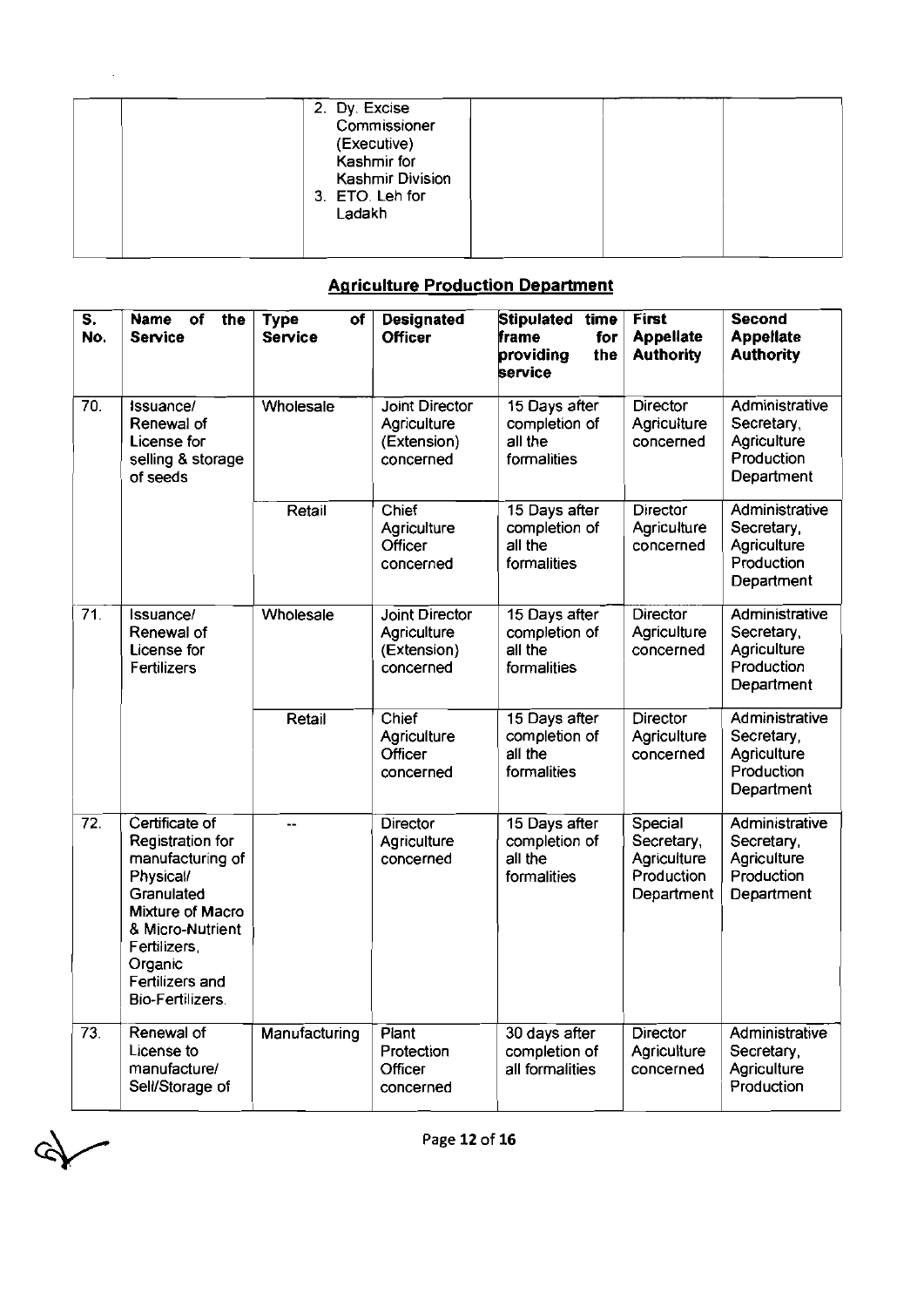| | | 2. Dy. Excise Commissioner (Executive) Kashmir for Kashmir Division<br>3. ETO. Leh for Ladakh | | | |
|---|---|---|---|---|---|

## Agriculture Production Department

| S. No. | Name of the Service | Type of Service | Designated Officer | Stipulated time frame for providing the service | First Appellate Authority | Second Appellate Authority |
|---|---|---|---|---|---|---|
| 70. | Issuance/ Renewal of License for selling & storage of seeds | Wholesale | Joint Director Agriculture (Extension) concerned | 15 Days after completion of all the formalities | Director Agriculture concerned | Administrative Secretary, Agriculture Production Department |
| | | Retail | Chief Agriculture Officer concerned | 15 Days after completion of all the formalities | Director Agriculture concerned | Administrative Secretary, Agriculture Production Department |
| 71. | Issuance/ Renewal of License for Fertilizers | Wholesale | Joint Director Agriculture (Extension) concerned | 15 Days after completion of all the formalities | Director Agriculture concerned | Administrative Secretary, Agriculture Production Department |
| | | Retail | Chief Agriculture Officer concerned | 15 Days after completion of all the formalities | Director Agriculture concerned | Administrative Secretary, Agriculture Production Department |
| 72. | Certificate of Registration for manufacturing of Physical/ Granulated Mixture of Macro & Micro-Nutrient Fertilizers, Organic Fertilizers and Bio-Fertilizers. | -- | Director Agriculture concerned | 15 Days after completion of all the formalities | Special Secretary, Agriculture Production Department | Administrative Secretary, Agriculture Production Department |
| 73. | Renewal of License to manufacture/ Sell/Storage of | Manufacturing | Plant Protection Officer concerned | 30 days after completion of all formalities | Director Agriculture concerned | Administrative Secretary, Agriculture Production |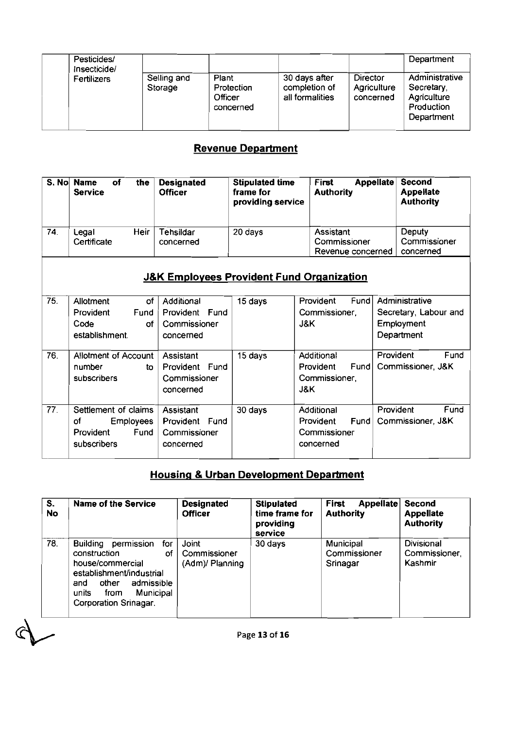| | Pesticides/ Insecticide/ | | | | | Department |
|---|---|---|---|---|---|---|
| | Fertilizers | Selling and Storage | Plant Protection Officer concerned | 30 days after completion of all formalities | Director Agriculture concerned | Administrative Secretary, Agriculture Production Department |

## Revenue Department

| S. No | Name of the Service | Designated Officer | Stipulated time frame for providing service | First Appellate Authority | Second Appellate Authority |
|---|---|---|---|---|---|
| 74. | Legal Heir Certificate | Tehsildar concerned | 20 days | Assistant Commissioner Revenue concerned | Deputy Commissioner concerned |
| | **J&K Employees Provident Fund Organization** | | | | |
| 75. | Allotment of Provident Fund Code of establishment. | Additional Provident Fund Commissioner concerned | 15 days | Provident Fund Commissioner, J&K | Administrative Secretary, Labour and Employment Department |
| 76. | Allotment of Account number to subscribers | Assistant Provident Fund Commissioner concerned | 15 days | Additional Provident Fund Commissioner, J&K | Provident Fund Commissioner, J&K |
| 77. | Settlement of claims of Employees Provident Fund subscribers | Assistant Provident Fund Commissioner concerned | 30 days | Additional Provident Fund Commissioner concerned | Provident Fund Commissioner, J&K |

## Housing & Urban Development Department

| S. No | Name of the Service | Designated Officer | Stipulated time frame for providing service | First Appellate Authority | Second Appellate Authority |
|---|---|---|---|---|---|
| 78. | Building permission for construction of house/commercial establishment/industrial and other admissible units from Municipal Corporation Srinagar. | Joint Commissioner (Adm)/ Planning | 30 days | Municipal Commissioner Srinagar | Divisional Commissioner, Kashmir |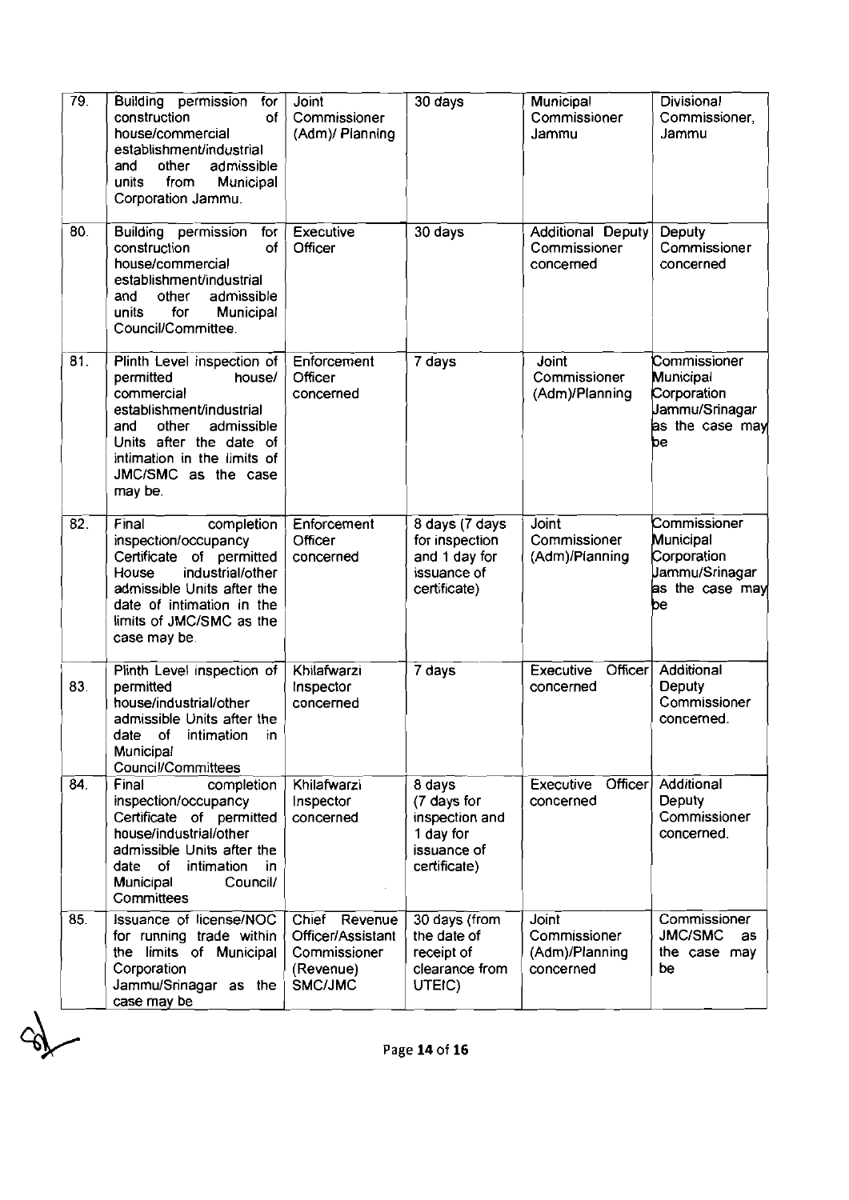| 79. | Building permission for construction of house/commercial establishment/industrial and other admissible units from Municipal Corporation Jammu. | Joint Commissioner (Adm)/ Planning | 30 days | Municipal Commissioner Jammu | Divisional Commissioner, Jammu |
|---|---|---|---|---|---|
| 80. | Building permission for construction of house/commercial establishment/industrial and other admissible units for Municipal Council/Committee. | Executive Officer | 30 days | Additional Deputy Commissioner concerned | Deputy Commissioner concerned |
| 81. | Plinth Level inspection of permitted house/ commercial establishment/industrial and other admissible Units after the date of intimation in the limits of JMC/SMC as the case may be. | Enforcement Officer concerned | 7 days | Joint Commissioner (Adm)/Planning | Commissioner Municipal Corporation Jammu/Srinagar as the case may be |
| 82. | Final completion inspection/occupancy Certificate of permitted House industrial/other admissible Units after the date of intimation in the limits of JMC/SMC as the case may be. | Enforcement Officer concerned | 8 days (7 days for inspection and 1 day for issuance of certificate) | Joint Commissioner (Adm)/Planning | Commissioner Municipal Corporation Jammu/Srinagar as the case may be |
| 83. | Plinth Level inspection of permitted house/industrial/other admissible Units after the date of intimation in Municipal Council/Committees | Khilafwarzi Inspector concerned | 7 days | Executive Officer concerned | Additional Deputy Commissioner concerned. |
| 84. | Final completion inspection/occupancy Certificate of permitted house/industrial/other admissible Units after the date of intimation in Municipal Council/ Committees | Khilafwarzi Inspector concerned | 8 days (7 days for inspection and 1 day for issuance of certificate) | Executive Officer concerned | Additional Deputy Commissioner concerned. |
| 85. | Issuance of license/NOC for running trade within the limits of Municipal Corporation Jammu/Srinagar as the case may be | Chief Revenue Officer/Assistant Commissioner (Revenue) SMC/JMC | 30 days (from the date of receipt of clearance from UTEIC) | Joint Commissioner (Adm)/Planning concerned | Commissioner JMC/SMC as the case may be |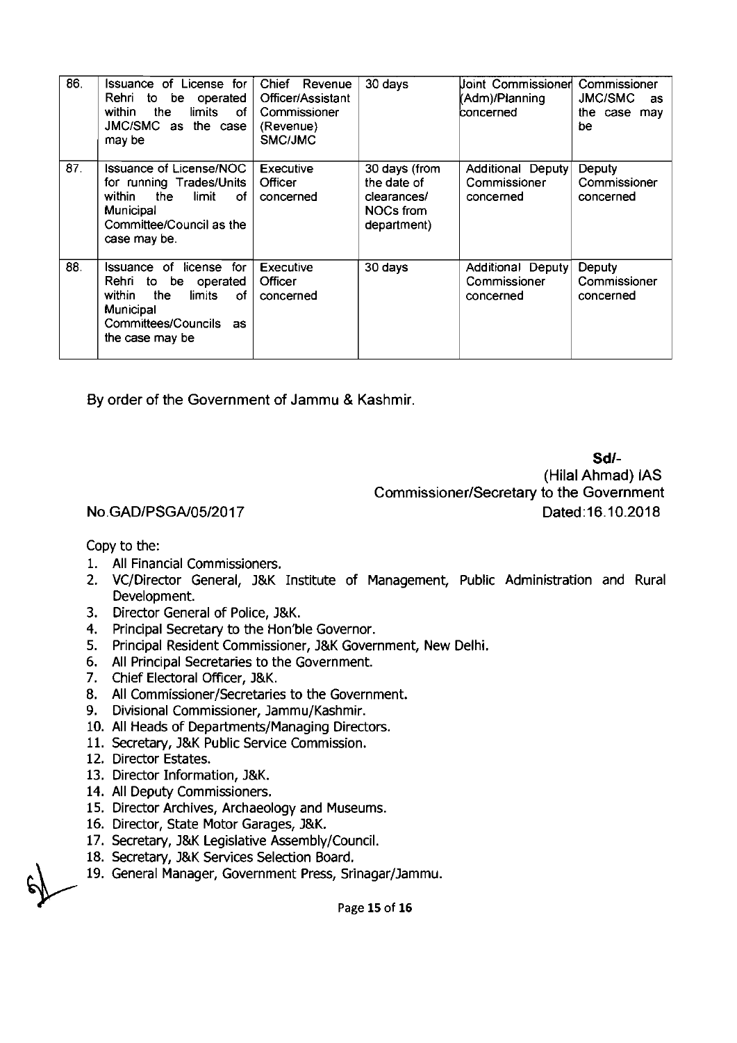| 86. | Issuance of License for Rehri to be operated within the limits of JMC/SMC as the case may be | Chief Revenue Officer/Assistant Commissioner (Revenue) SMC/JMC | 30 days | Joint Commissioner (Adm)/Planning concerned | Commissioner JMC/SMC as the case may be |
|---|---|---|---|---|---|
| 87. | Issuance of License/NOC for running Trades/Units within the limit of Municipal Committee/Council as the case may be. | Executive Officer concerned | 30 days (from the date of clearances/ NOCs from department) | Additional Deputy Commissioner concerned | Deputy Commissioner concerned |
| 88. | Issuance of license for Rehri to be operated within the limits of Municipal Committees/Councils as the case may be | Executive Officer concerned | 30 days | Additional Deputy Commissioner concerned | Deputy Commissioner concerned |

By order of the Government of Jammu & Kashmir.

**Sd/-**
(Hilal Ahmad) IAS
Commissioner/Secretary to the Government

No.GAD/PSGA/05/2017 Dated:16.10.2018

Copy to the:

1. All Financial Commissioners.
2. VC/Director General, J&K Institute of Management, Public Administration and Rural Development.
3. Director General of Police, J&K.
4. Principal Secretary to the Hon'ble Governor.
5. Principal Resident Commissioner, J&K Government, New Delhi.
6. All Principal Secretaries to the Government.
7. Chief Electoral Officer, J&K.
8. All Commissioner/Secretaries to the Government.
9. Divisional Commissioner, Jammu/Kashmir.
10. All Heads of Departments/Managing Directors.
11. Secretary, J&K Public Service Commission.
12. Director Estates.
13. Director Information, J&K.
14. All Deputy Commissioners.
15. Director Archives, Archaeology and Museums.
16. Director, State Motor Garages, J&K.
17. Secretary, J&K Legislative Assembly/Council.
18. Secretary, J&K Services Selection Board.
19. General Manager, Government Press, Srinagar/Jammu.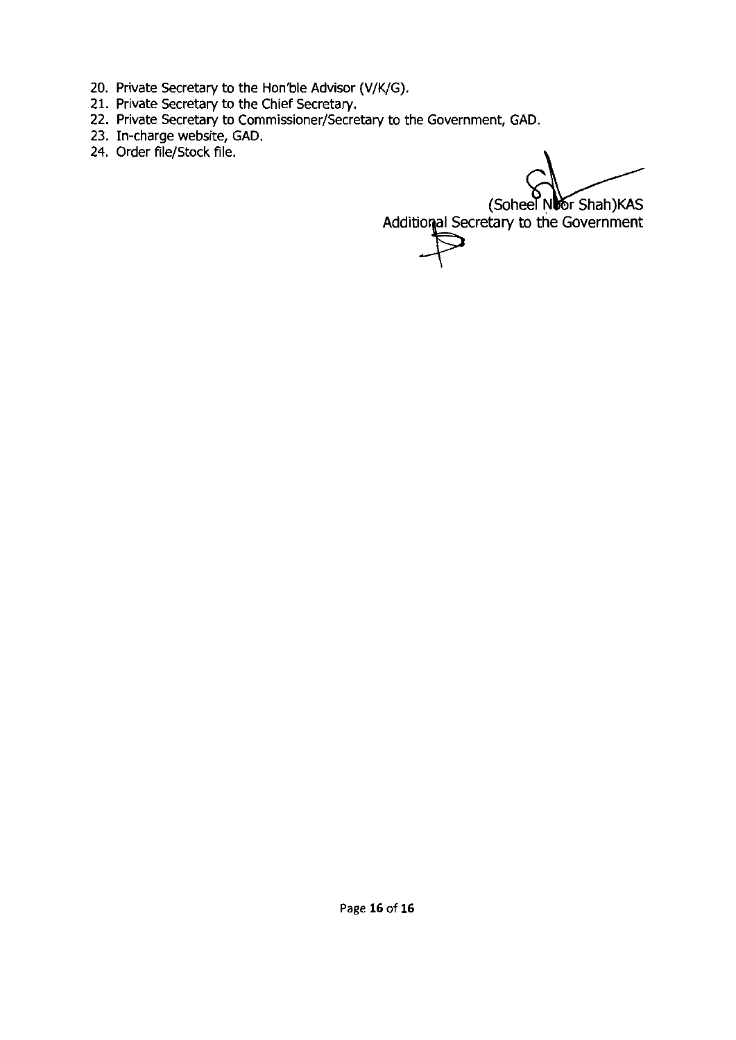20. Private Secretary to the Hon'ble Advisor (V/K/G).
21. Private Secretary to the Chief Secretary.
22. Private Secretary to Commissioner/Secretary to the Government, GAD.
23. In-charge website, GAD.
24. Order file/Stock file.

(Soheel Noor Shah)KAS
Additional Secretary to the Government